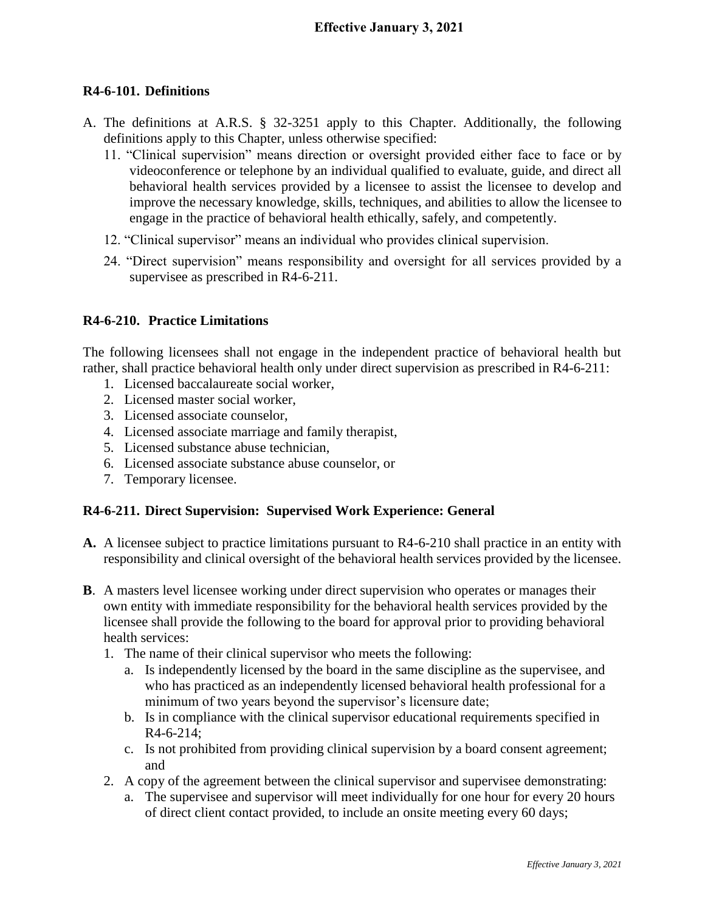## R4-6-101. Definitions

A. The definitions at A.R.S. § 32-3251 apply to this Chapter. Additionally, the following definitions apply to this Chapter, unless otherwise specified:

   11. "Clinical supervision" means direction or oversight provided either face to face or by videoconference or telephone by an individual qualified to evaluate, guide, and direct all behavioral health services provided by a licensee to assist the licensee to develop and improve the necessary knowledge, skills, techniques, and abilities to allow the licensee to engage in the practice of behavioral health ethically, safely, and competently.

   12. "Clinical supervisor" means an individual who provides clinical supervision.

   24. "Direct supervision" means responsibility and oversight for all services provided by a supervisee as prescribed in R4-6-211.

## R4-6-210. Practice Limitations

The following licensees shall not engage in the independent practice of behavioral health but rather, shall practice behavioral health only under direct supervision as prescribed in R4-6-211:

1. Licensed baccalaureate social worker,
2. Licensed master social worker,
3. Licensed associate counselor,
4. Licensed associate marriage and family therapist,
5. Licensed substance abuse technician,
6. Licensed associate substance abuse counselor, or
7. Temporary licensee.

## R4-6-211. Direct Supervision: Supervised Work Experience: General

**A.** A licensee subject to practice limitations pursuant to R4-6-210 shall practice in an entity with responsibility and clinical oversight of the behavioral health services provided by the licensee.

**B**. A masters level licensee working under direct supervision who operates or manages their own entity with immediate responsibility for the behavioral health services provided by the licensee shall provide the following to the board for approval prior to providing behavioral health services:

1. The name of their clinical supervisor who meets the following:
   a. Is independently licensed by the board in the same discipline as the supervisee, and who has practiced as an independently licensed behavioral health professional for a minimum of two years beyond the supervisor's licensure date;
   b. Is in compliance with the clinical supervisor educational requirements specified in R4-6-214;
   c. Is not prohibited from providing clinical supervision by a board consent agreement; and
2. A copy of the agreement between the clinical supervisor and supervisee demonstrating:
   a. The supervisee and supervisor will meet individually for one hour for every 20 hours of direct client contact provided, to include an onsite meeting every 60 days;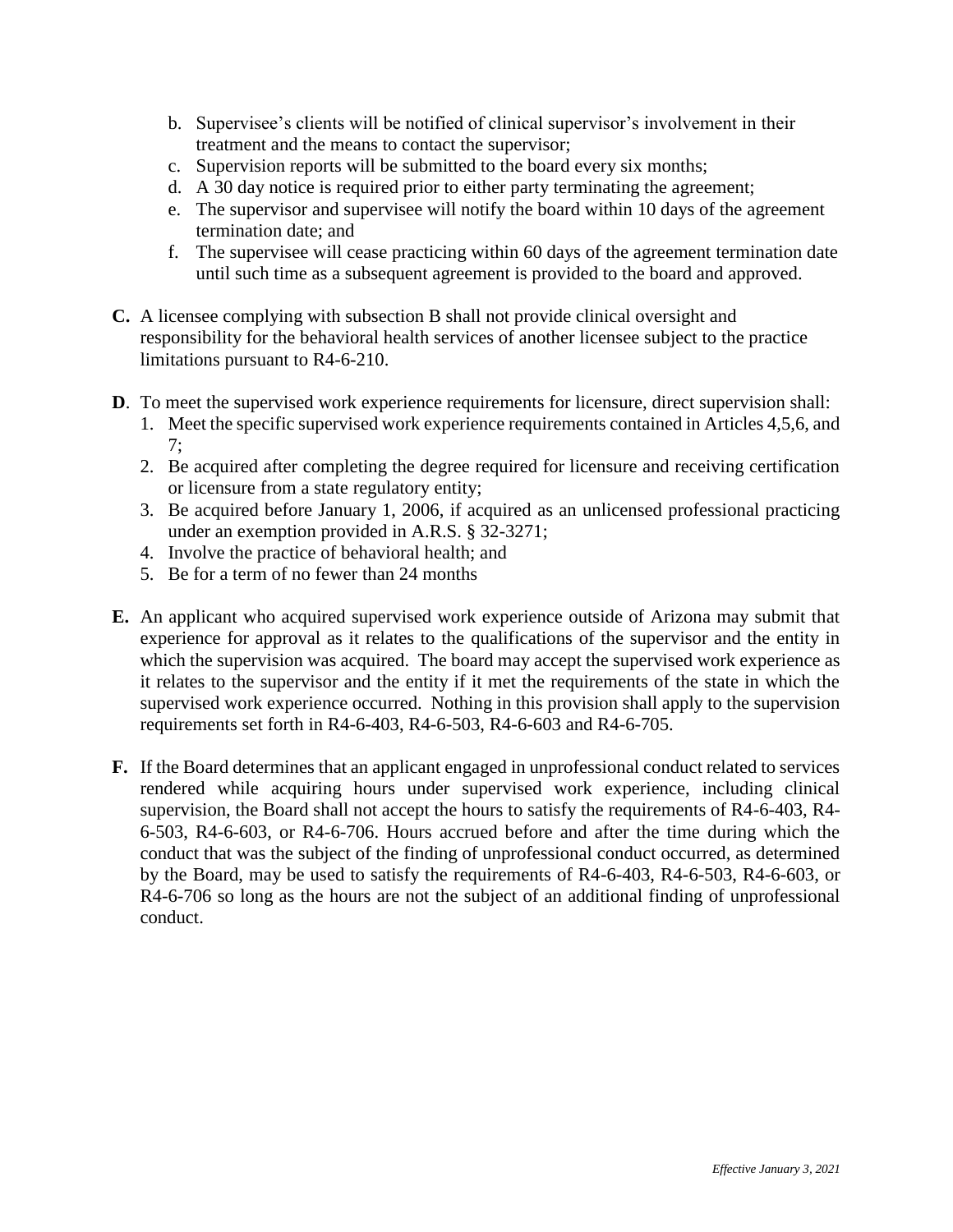b. Supervisee's clients will be notified of clinical supervisor's involvement in their treatment and the means to contact the supervisor;
c. Supervision reports will be submitted to the board every six months;
d. A 30 day notice is required prior to either party terminating the agreement;
e. The supervisor and supervisee will notify the board within 10 days of the agreement termination date; and
f. The supervisee will cease practicing within 60 days of the agreement termination date until such time as a subsequent agreement is provided to the board and approved.

**C.** A licensee complying with subsection B shall not provide clinical oversight and responsibility for the behavioral health services of another licensee subject to the practice limitations pursuant to R4-6-210.

**D**. To meet the supervised work experience requirements for licensure, direct supervision shall:

1. Meet the specific supervised work experience requirements contained in Articles 4,5,6, and 7;
2. Be acquired after completing the degree required for licensure and receiving certification or licensure from a state regulatory entity;
3. Be acquired before January 1, 2006, if acquired as an unlicensed professional practicing under an exemption provided in A.R.S. § 32-3271;
4. Involve the practice of behavioral health; and
5. Be for a term of no fewer than 24 months

**E.** An applicant who acquired supervised work experience outside of Arizona may submit that experience for approval as it relates to the qualifications of the supervisor and the entity in which the supervision was acquired. The board may accept the supervised work experience as it relates to the supervisor and the entity if it met the requirements of the state in which the supervised work experience occurred. Nothing in this provision shall apply to the supervision requirements set forth in R4-6-403, R4-6-503, R4-6-603 and R4-6-705.

**F.** If the Board determines that an applicant engaged in unprofessional conduct related to services rendered while acquiring hours under supervised work experience, including clinical supervision, the Board shall not accept the hours to satisfy the requirements of R4-6-403, R4-6-503, R4-6-603, or R4-6-706. Hours accrued before and after the time during which the conduct that was the subject of the finding of unprofessional conduct occurred, as determined by the Board, may be used to satisfy the requirements of R4-6-403, R4-6-503, R4-6-603, or R4-6-706 so long as the hours are not the subject of an additional finding of unprofessional conduct.

*Effective January 3, 2021*